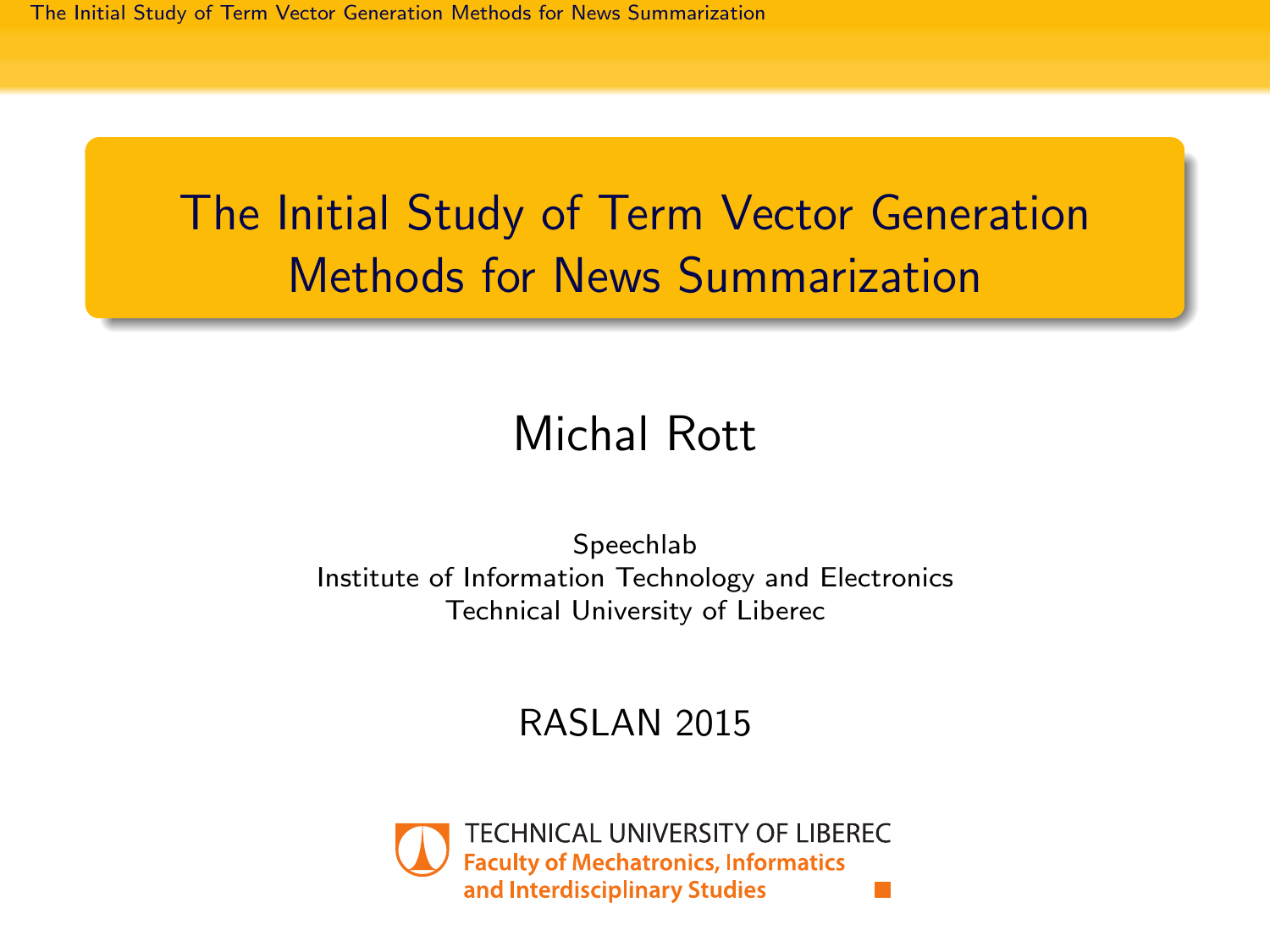# The Initial Study of Term Vector Generation Methods for News Summarization

Michal Rott

Speechlab
Institute of Information Technology and Electronics
Technical University of Liberec

RASLAN 2015

TECHNICAL UNIVERSITY OF LIBEREC
Faculty of Mechatronics, Informatics and Interdisciplinary Studies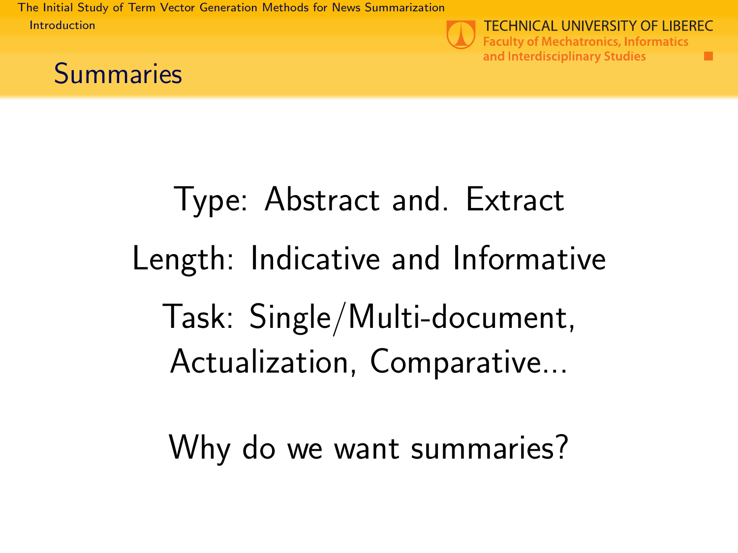## Summaries

Type: Abstract and. Extract

Length: Indicative and Informative

Task: Single/Multi-document, Actualization, Comparative...

Why do we want summaries?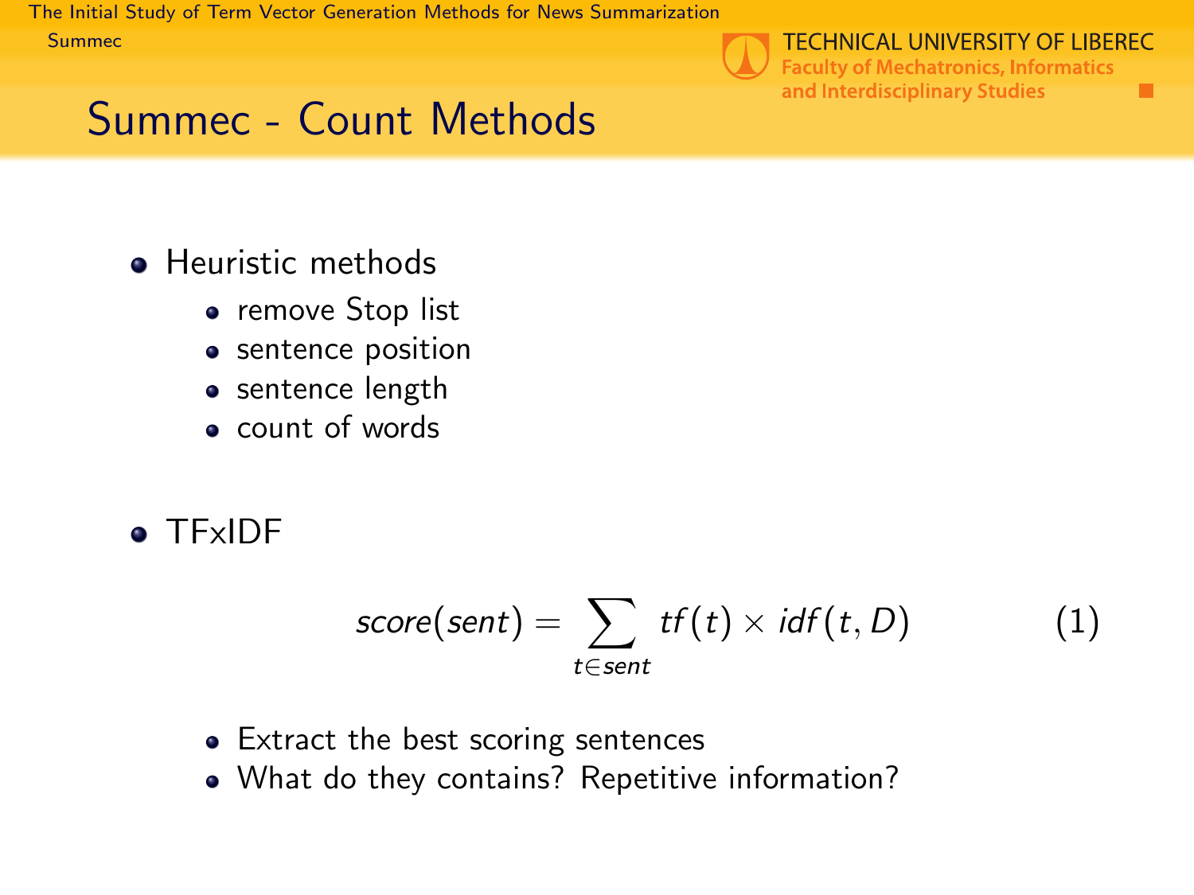# Summec - Count Methods

- Heuristic methods
  - remove Stop list
  - sentence position
  - sentence length
  - count of words

- TFxIDF

$$score(sent) = \sum_{t \in sent} tf(t) \times idf(t, D) \tag{1}$$

  - Extract the best scoring sentences
  - What do they contains? Repetitive information?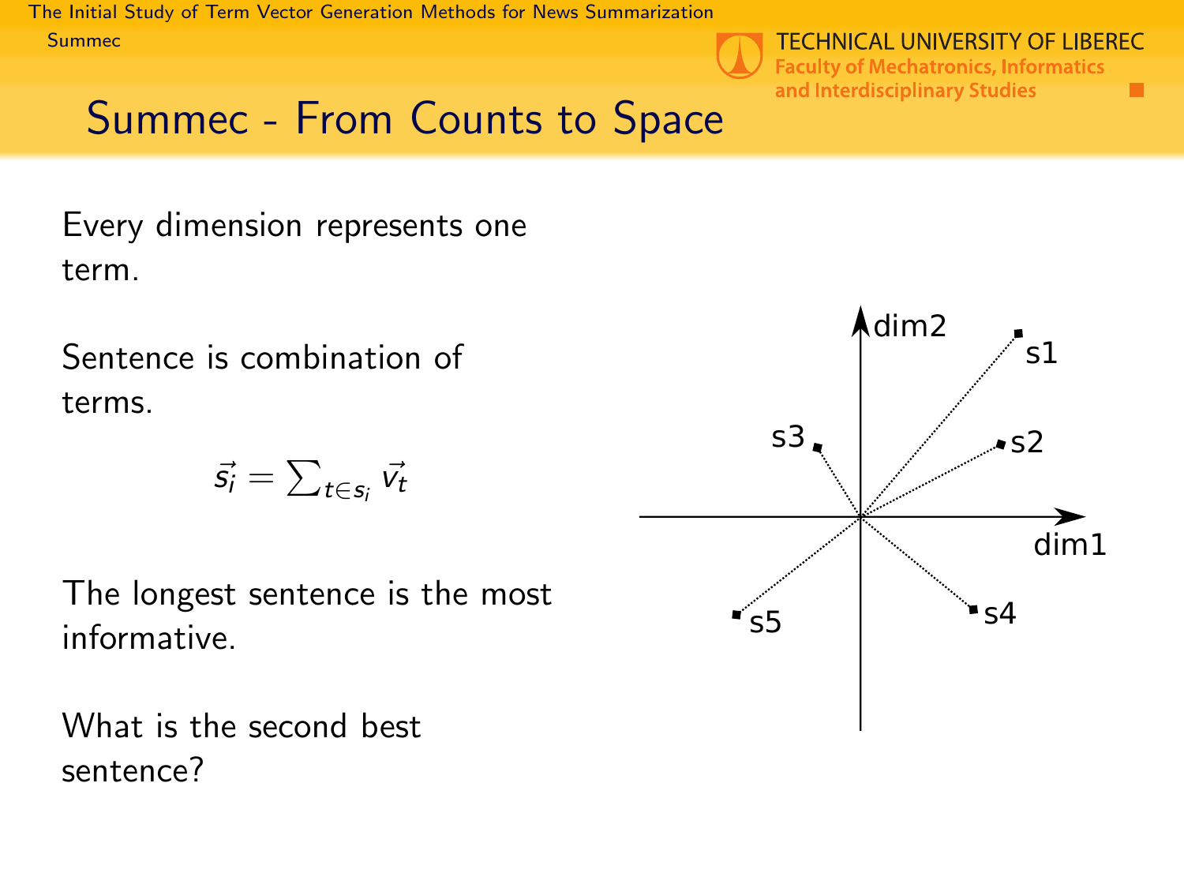## Summec - From Counts to Space

Every dimension represents one term.

Sentence is combination of terms.

$$\vec{s_i} = \sum_{t \in s_i} \vec{v_t}$$

The longest sentence is the most informative.

What is the second best sentence?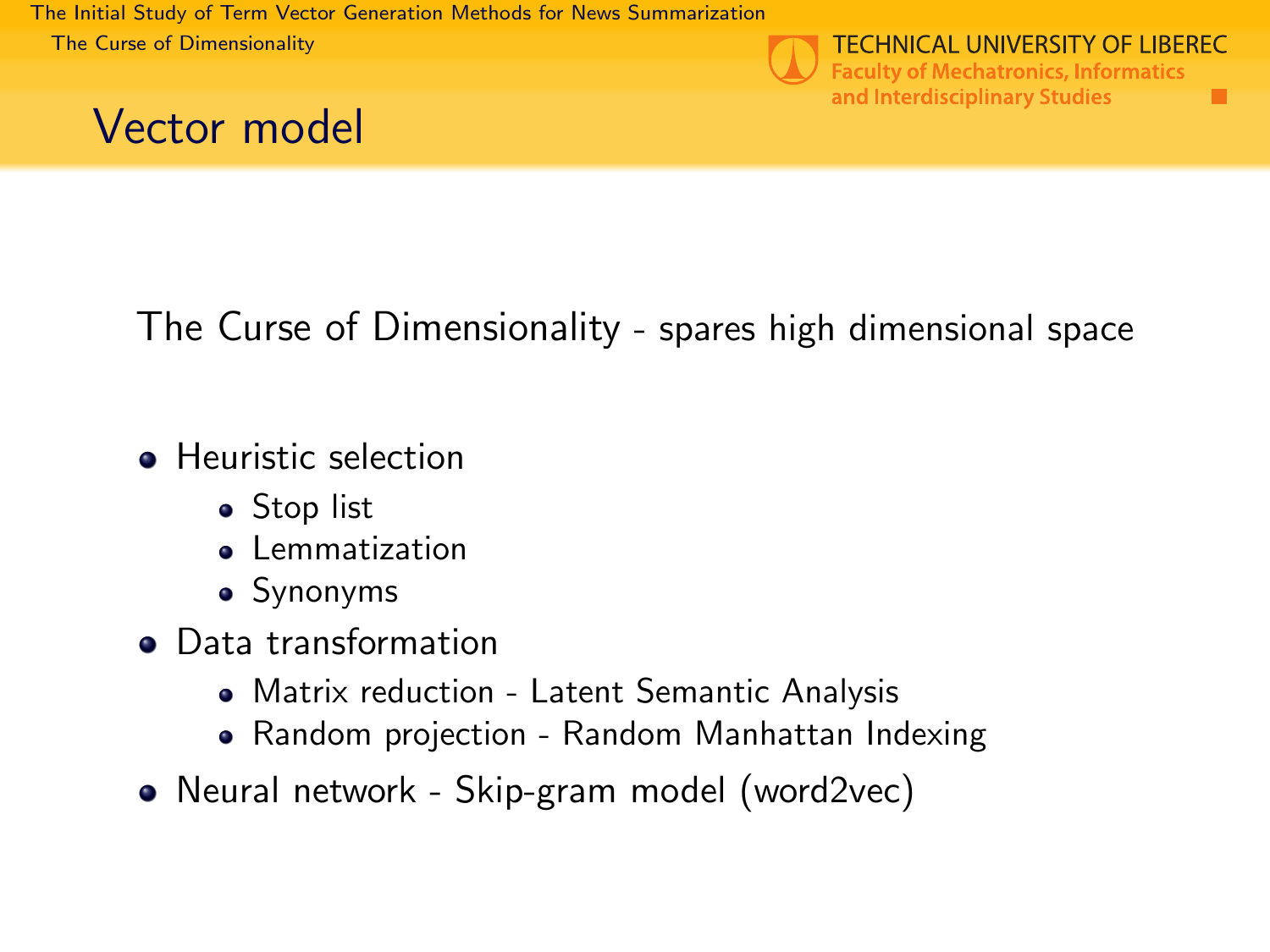# Vector model

The Curse of Dimensionality - spares high dimensional space

- Heuristic selection
  - Stop list
  - Lemmatization
  - Synonyms
- Data transformation
  - Matrix reduction - Latent Semantic Analysis
  - Random projection - Random Manhattan Indexing
- Neural network - Skip-gram model (word2vec)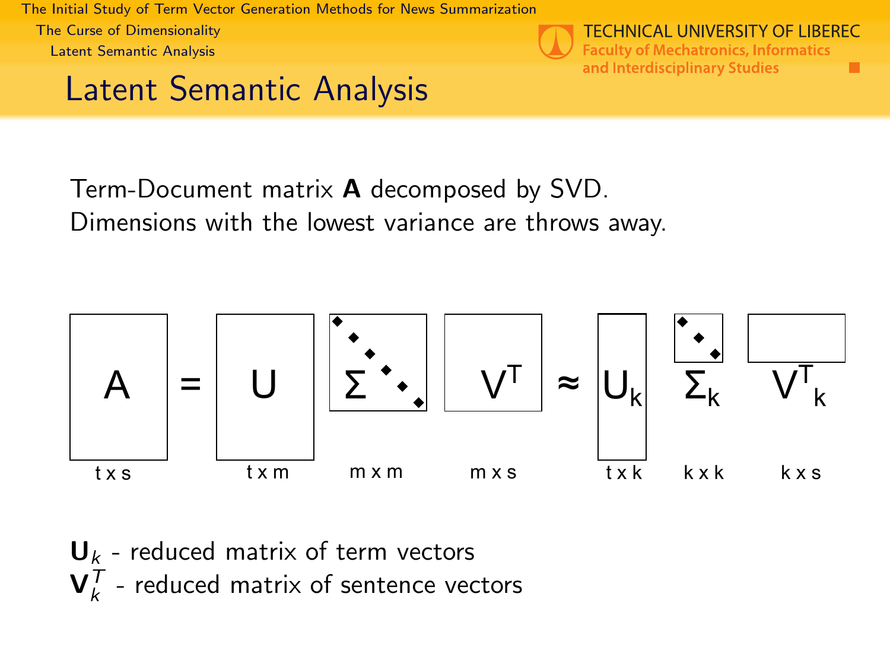# Latent Semantic Analysis

Term-Document matrix **A** decomposed by SVD.
Dimensions with the lowest variance are throws away.

$$\underset{t \times s}{A} = \underset{t \times m}{U} \; \underset{m \times m}{\Sigma} \; \underset{m \times s}{V^T} \approx \underset{t \times k}{U_k} \; \underset{k \times k}{\Sigma_k} \; \underset{k \times s}{V^T_k}$$

$\mathbf{U}_k$ - reduced matrix of term vectors
$\mathbf{V}_k^T$ - reduced matrix of sentence vectors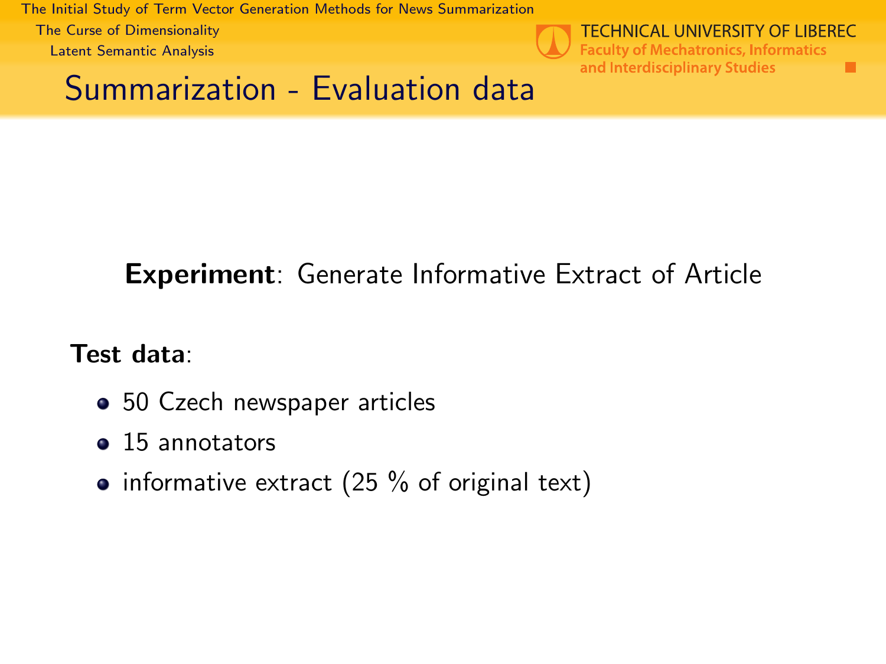## Summarization - Evaluation data

**Experiment**: Generate Informative Extract of Article

**Test data**:

- 50 Czech newspaper articles
- 15 annotators
- informative extract (25 % of original text)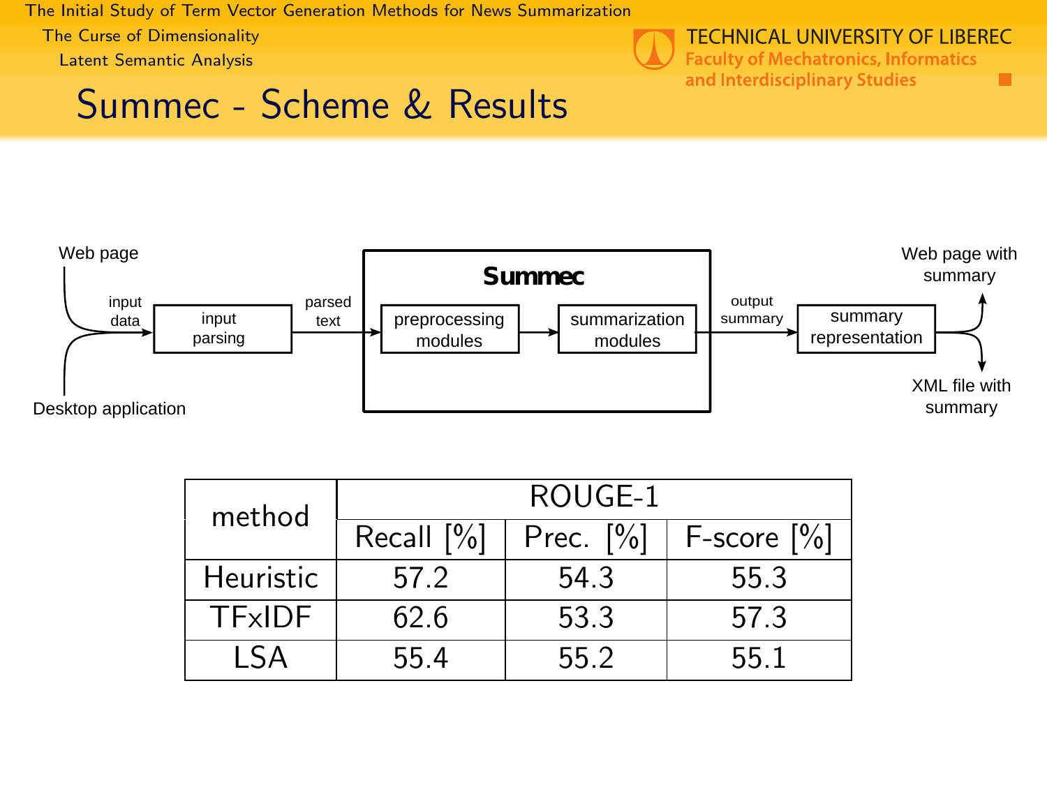# Summec - Scheme & Results

Web page → input data → input parsing → parsed text → **Summec** [preprocessing modules → summarization modules] → output summary → summary representation → Web page with summary / XML file with summary

Desktop application → input data

| method | ROUGE-1 | | |
|---|---|---|---|
| | Recall [%] | Prec. [%] | F-score [%] |
| Heuristic | 57.2 | 54.3 | 55.3 |
| TFxIDF | 62.6 | 53.3 | 57.3 |
| LSA | 55.4 | 55.2 | 55.1 |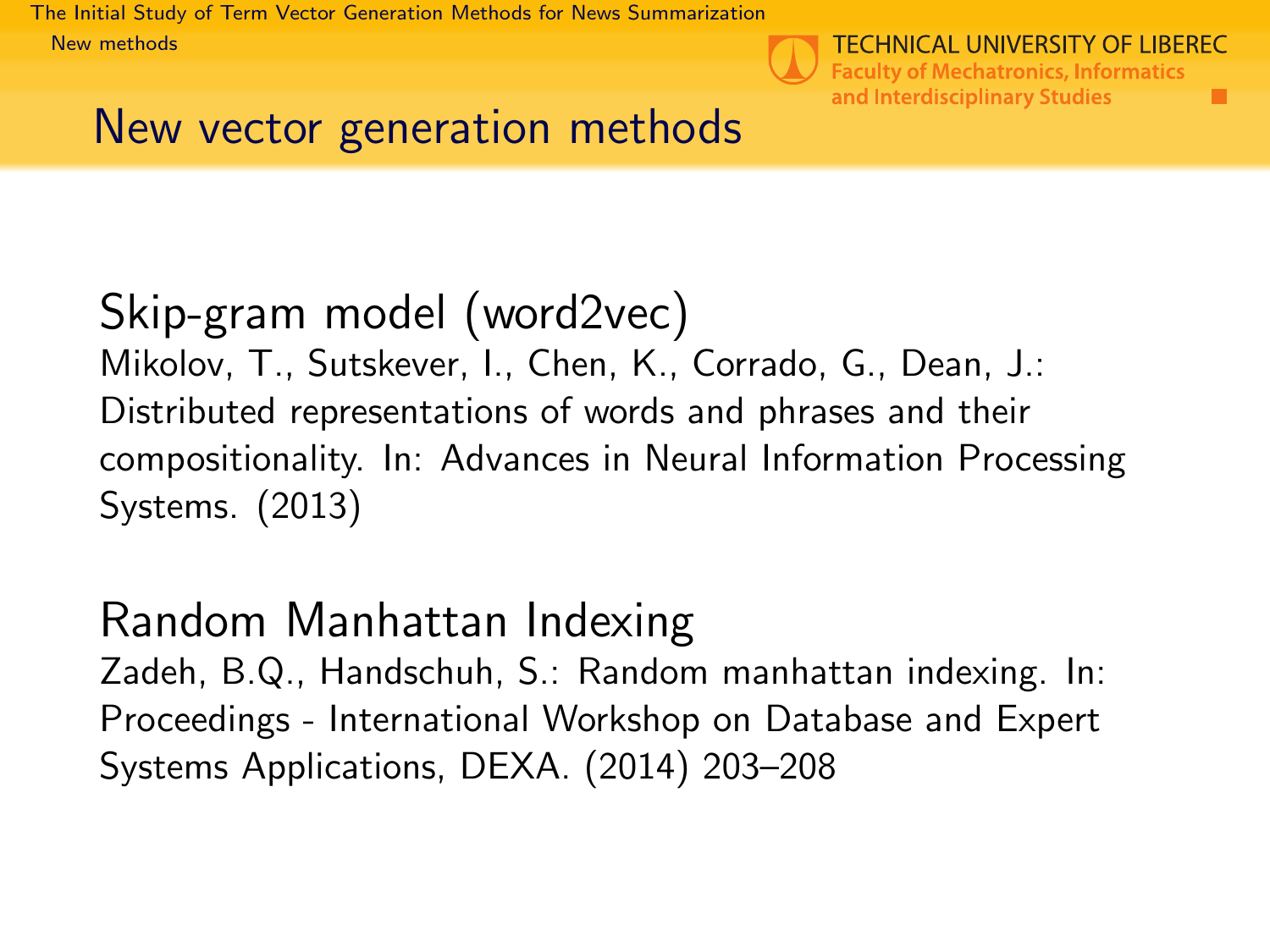# New vector generation methods

## Skip-gram model (word2vec)

Mikolov, T., Sutskever, I., Chen, K., Corrado, G., Dean, J.: Distributed representations of words and phrases and their compositionality. In: Advances in Neural Information Processing Systems. (2013)

## Random Manhattan Indexing

Zadeh, B.Q., Handschuh, S.: Random manhattan indexing. In: Proceedings - International Workshop on Database and Expert Systems Applications, DEXA. (2014) 203–208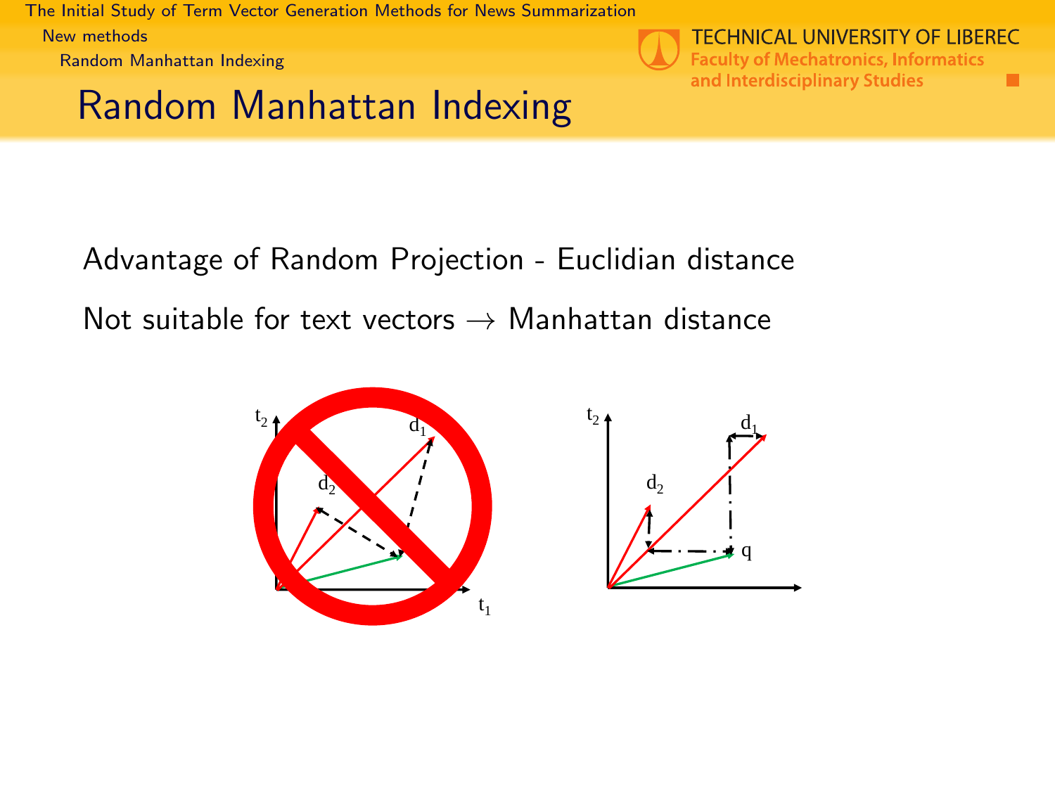# Random Manhattan Indexing

Advantage of Random Projection - Euclidian distance

Not suitable for text vectors → Manhattan distance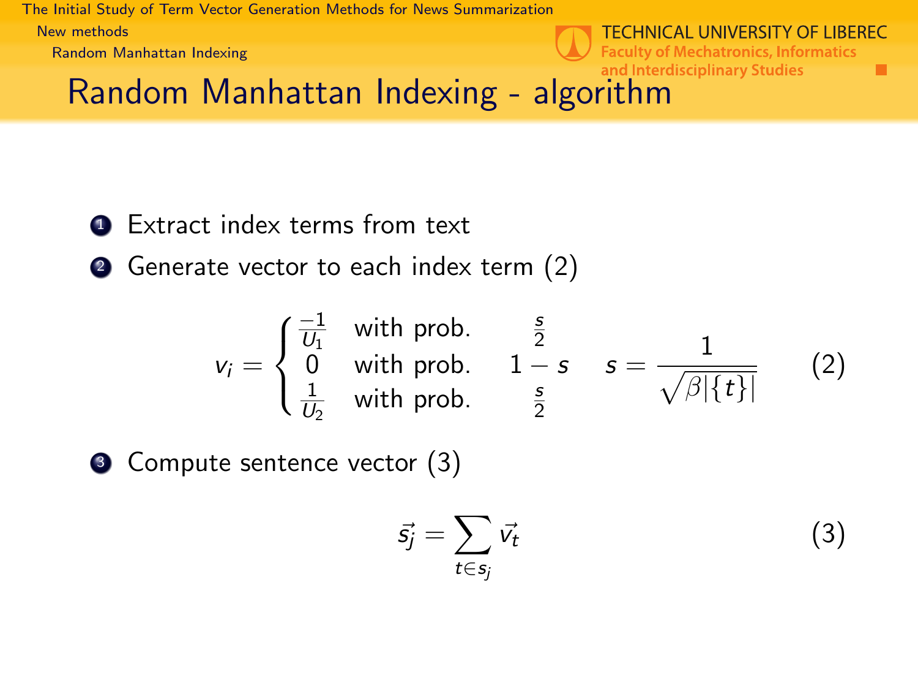# Random Manhattan Indexing - algorithm

1. Extract index terms from text
2. Generate vector to each index term (2)

$$v_i = \begin{cases} \frac{-1}{U_1} & \text{with prob.} \quad \frac{s}{2} \\ 0 & \text{with prob.} \quad 1 - s \\ \frac{1}{U_2} & \text{with prob.} \quad \frac{s}{2} \end{cases} \quad s = \frac{1}{\sqrt{\beta |\{t\}|}} \tag{2}$$

3. Compute sentence vector (3)

$$\vec{s_j} = \sum_{t \in s_j} \vec{v_t} \tag{3}$$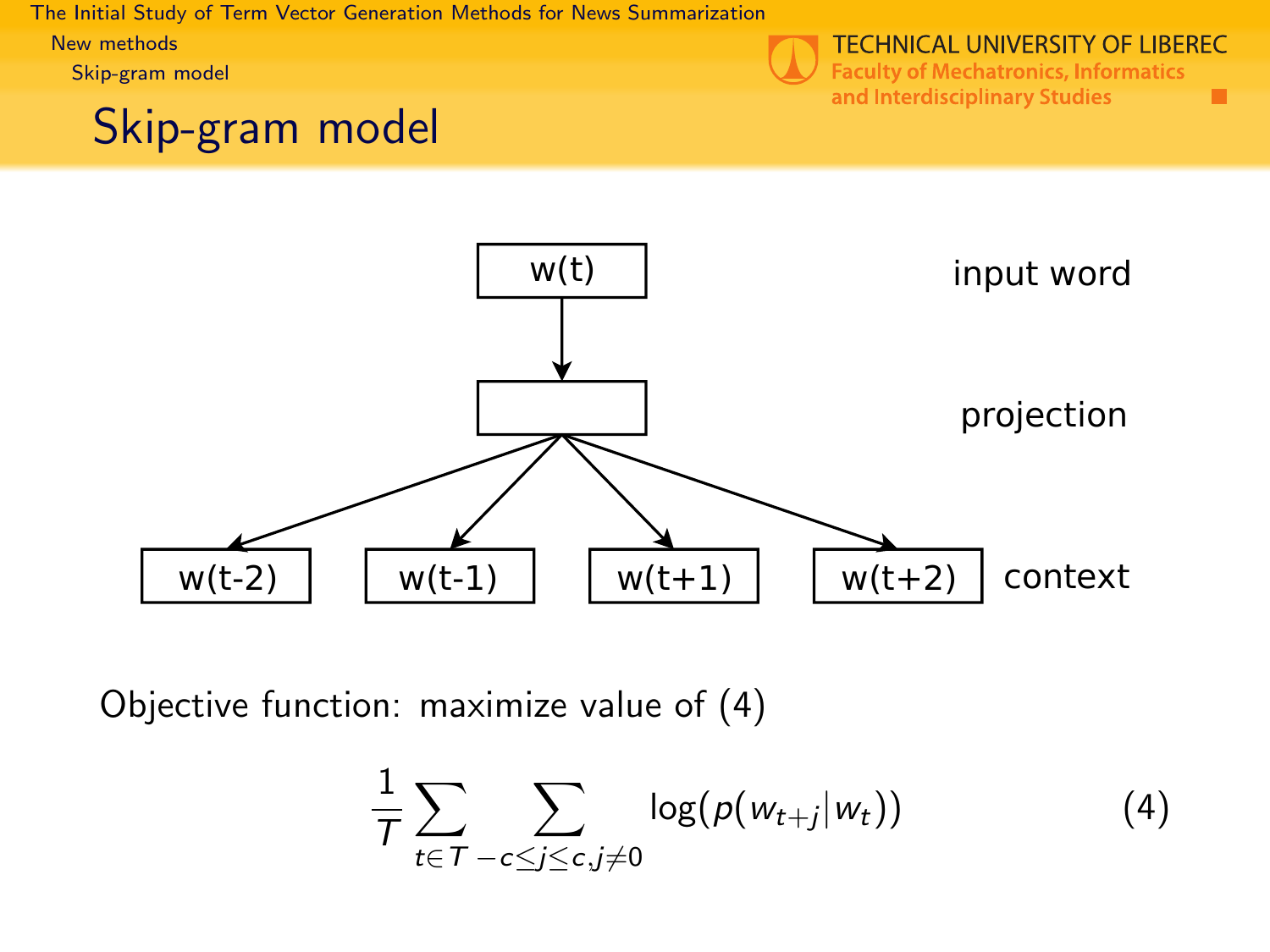# Skip-gram model

w(t) — input word

projection

w(t-2) | w(t-1) | w(t+1) | w(t+2) — context

Objective function: maximize value of (4)

$$\frac{1}{T} \sum_{t \in T} \sum_{-c \leq j \leq c, j \neq 0} \log(p(w_{t+j} | w_t)) \tag{4}$$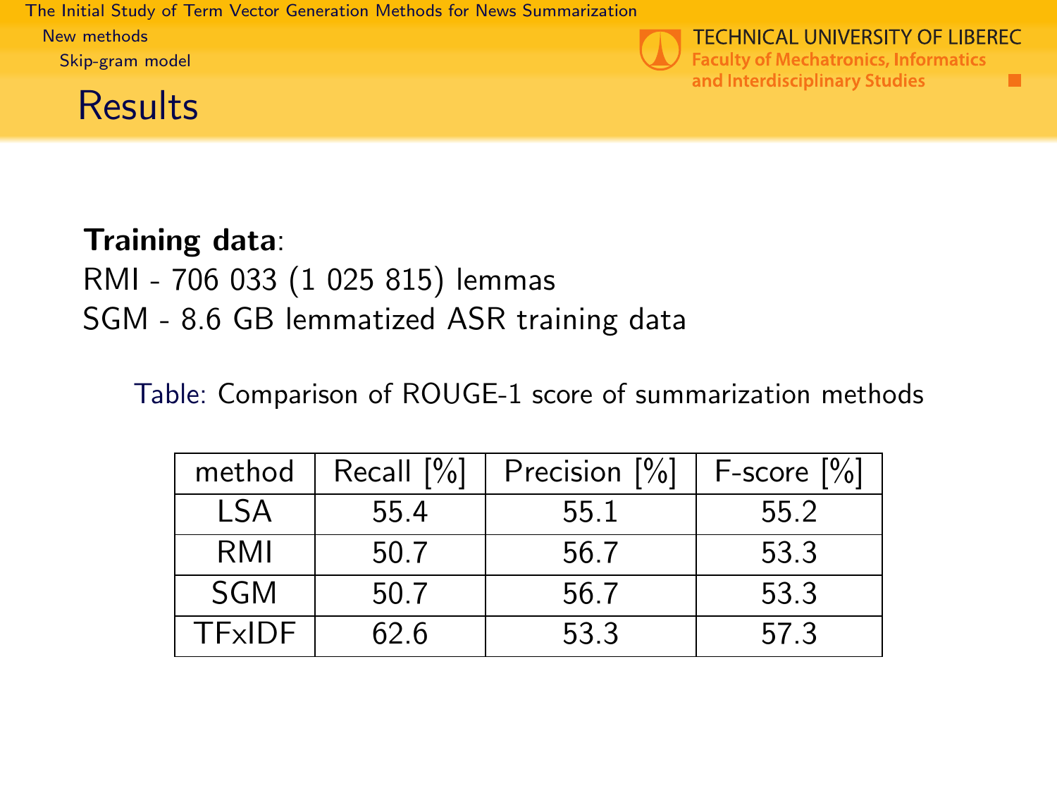## Results

**Training data**:
RMI - 706 033 (1 025 815) lemmas
SGM - 8.6 GB lemmatized ASR training data

Table: Comparison of ROUGE-1 score of summarization methods

| method | Recall [%] | Precision [%] | F-score [%] |
|---|---|---|---|
| LSA | 55.4 | 55.1 | 55.2 |
| RMI | 50.7 | 56.7 | 53.3 |
| SGM | 50.7 | 56.7 | 53.3 |
| TFxIDF | 62.6 | 53.3 | 57.3 |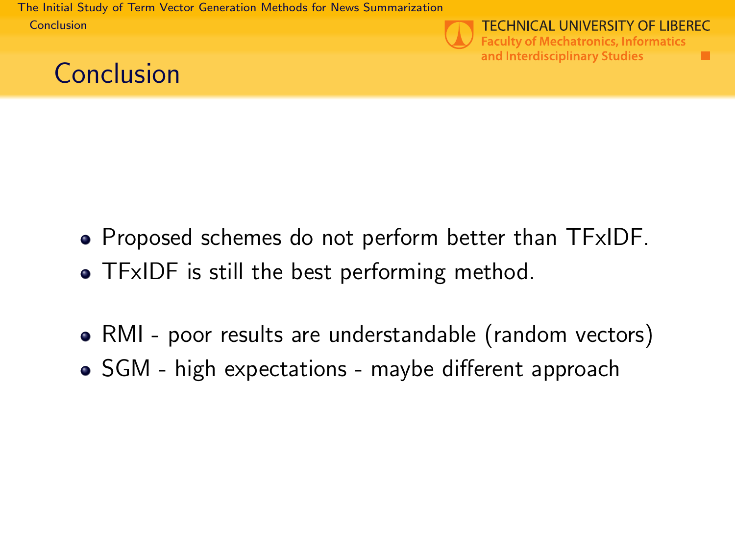# Conclusion

- Proposed schemes do not perform better than TFxIDF.
- TFxIDF is still the best performing method.

- RMI - poor results are understandable (random vectors)
- SGM - high expectations - maybe different approach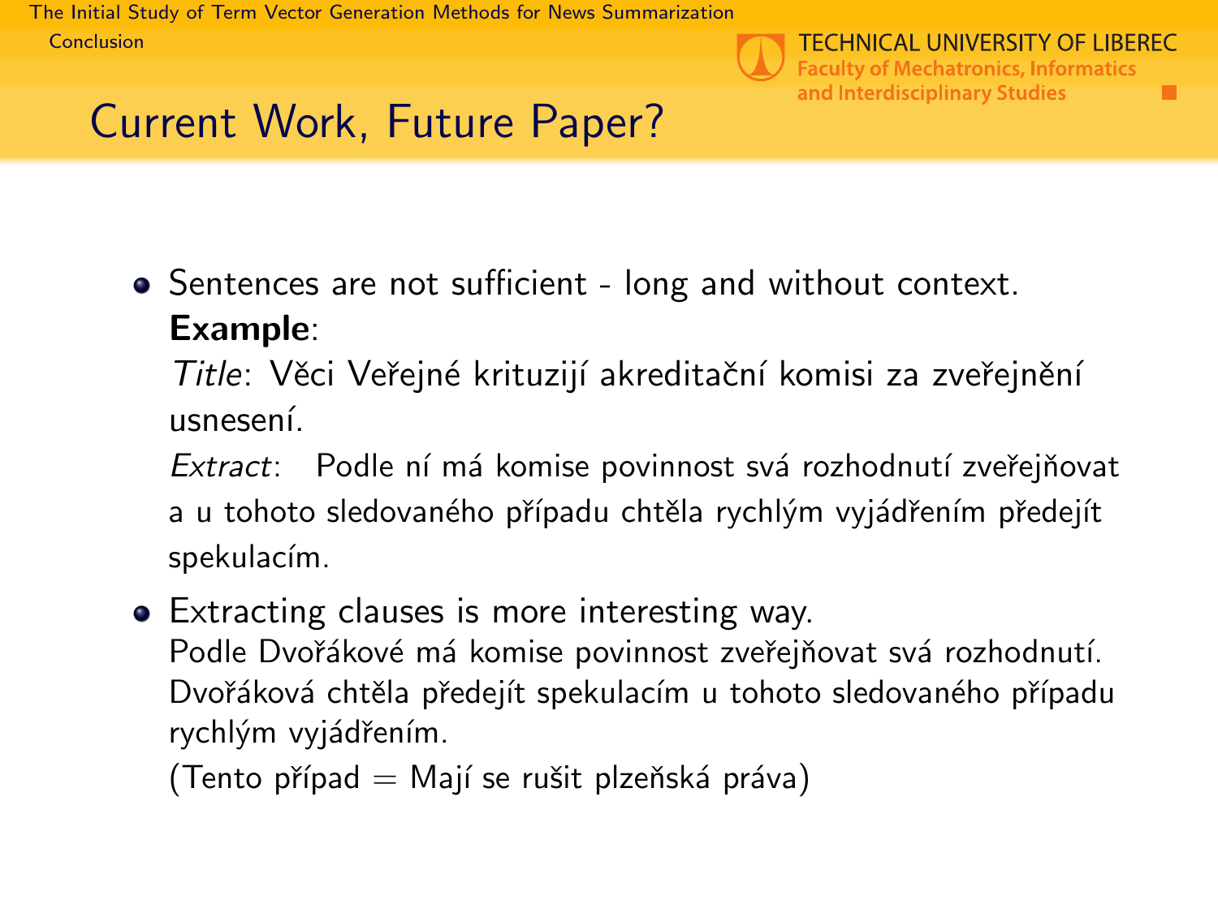## Current Work, Future Paper?

- Sentences are not sufficient - long and without context.
  **Example**:
  *Title*: Věci Veřejné krituzijí akreditační komisi za zveřejnění usnesení.
  *Extract*: Podle ní má komise povinnost svá rozhodnutí zveřejňovat a u tohoto sledovaného případu chtěla rychlým vyjádřením předejít spekulacím.
- Extracting clauses is more interesting way.
  Podle Dvořákové má komise povinnost zveřejňovat svá rozhodnutí.
  Dvořáková chtěla předejít spekulacím u tohoto sledovaného případu rychlým vyjádřením.
  (Tento případ = Mají se rušit plzeňská práva)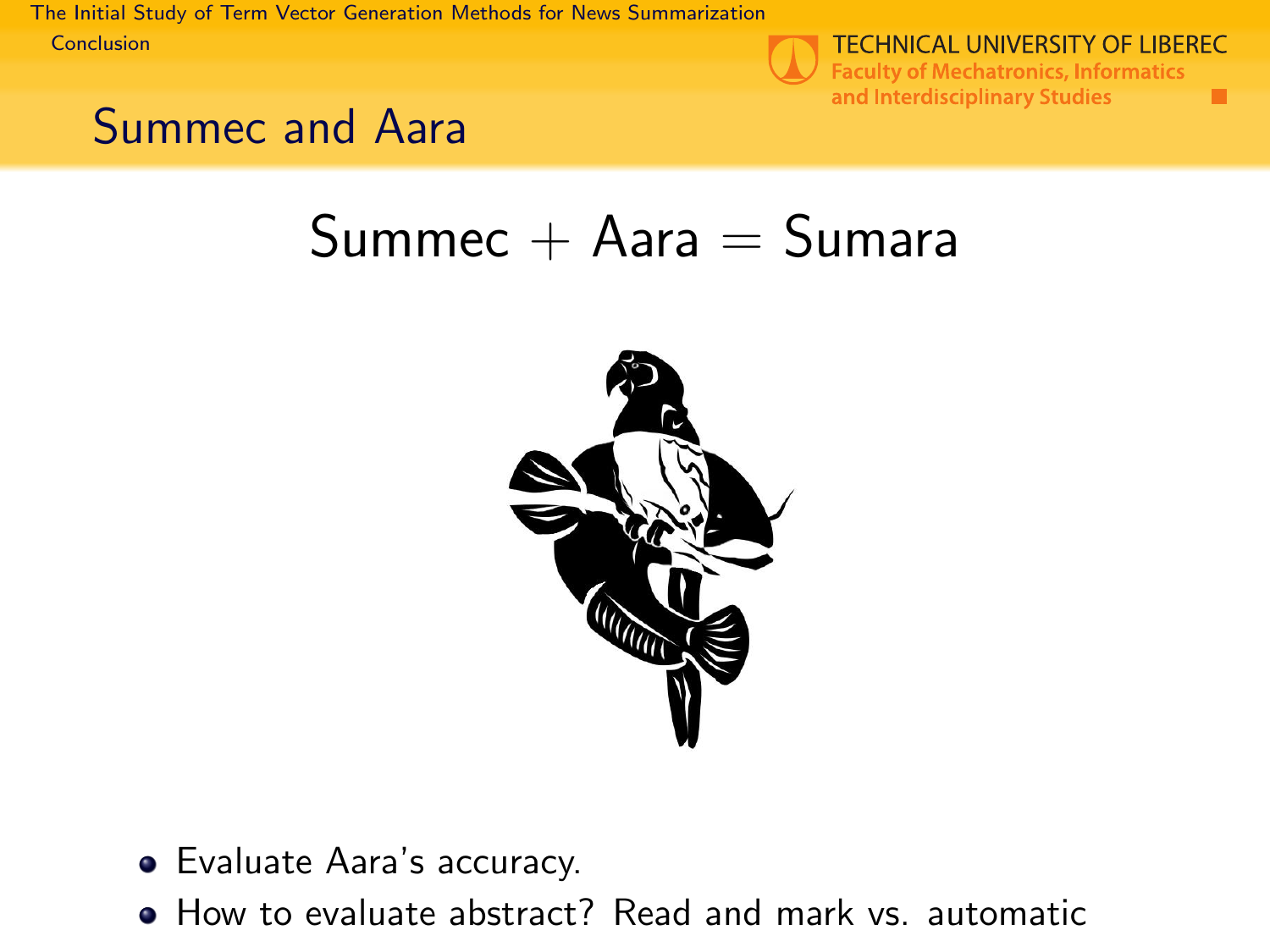## Summec and Aara

Summec + Aara = Sumara

- Evaluate Aara's accuracy.
- How to evaluate abstract? Read and mark vs. automatic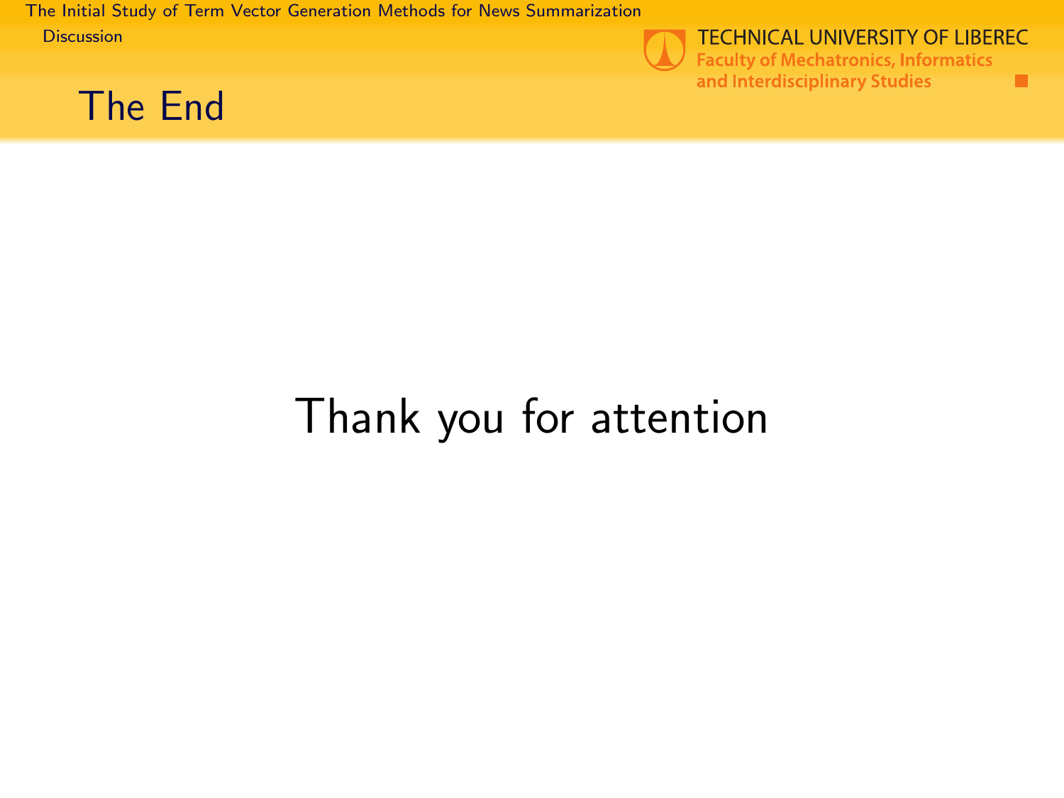# The End

Thank you for attention